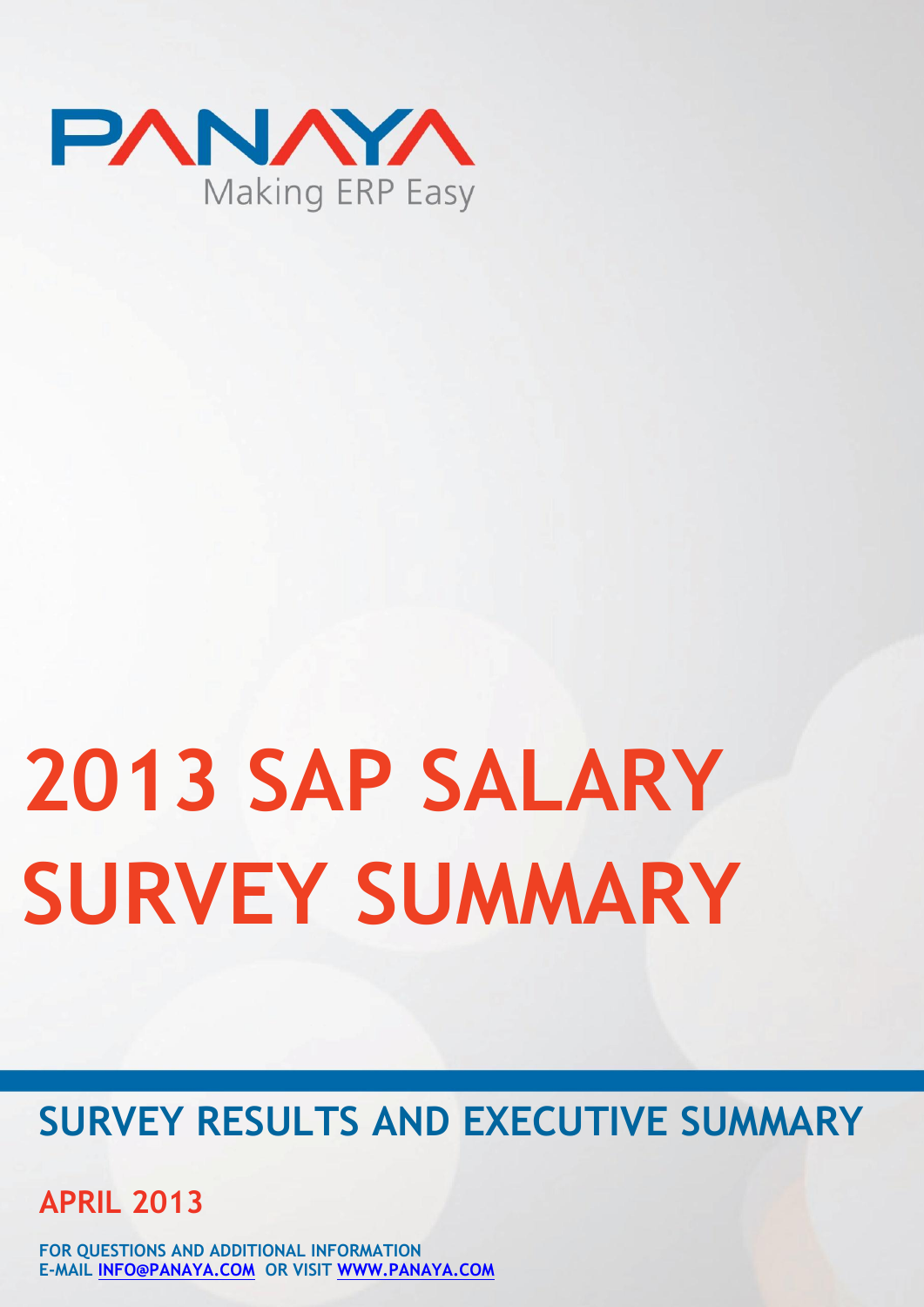PANAYA

Making ERP Easy

# 2013 SAP SALARY SURVEY SUMMARY

## SURVEY RESULTS AND EXECUTIVE SUMMARY

**APRIL 2013**

**FOR QUESTIONS AND ADDITIONAL INFORMATION**
**E-MAIL INFO@PANAYA.COM OR VISIT WWW.PANAYA.COM**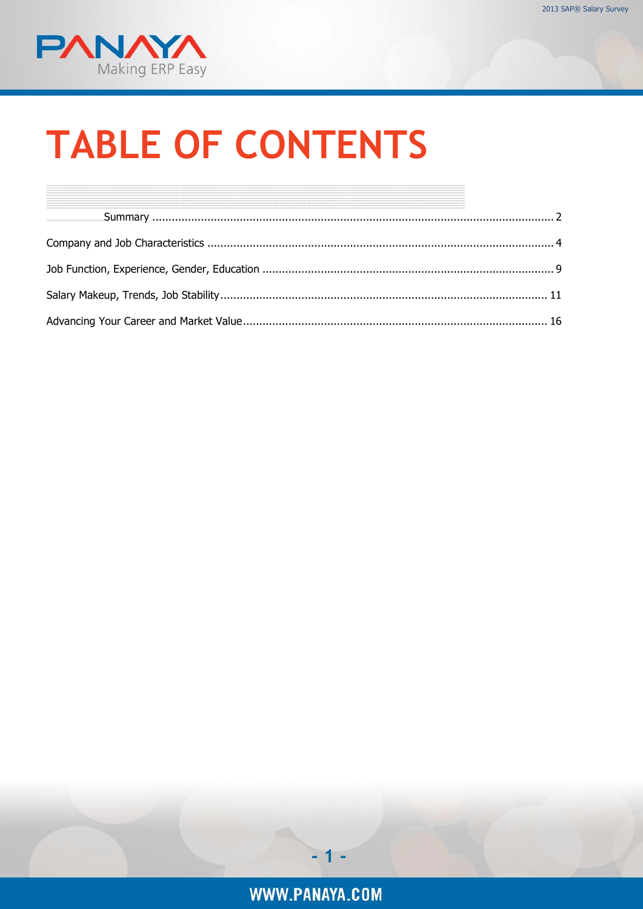# TABLE OF CONTENTS

Summary ........................................................................................................................... 2

Company and Job Characteristics ........................................................................................... 4

Job Function, Experience, Gender, Education .......................................................................... 9

Salary Makeup, Trends, Job Stability...................................................................................... 11

Advancing Your Career and Market Value.............................................................................. 16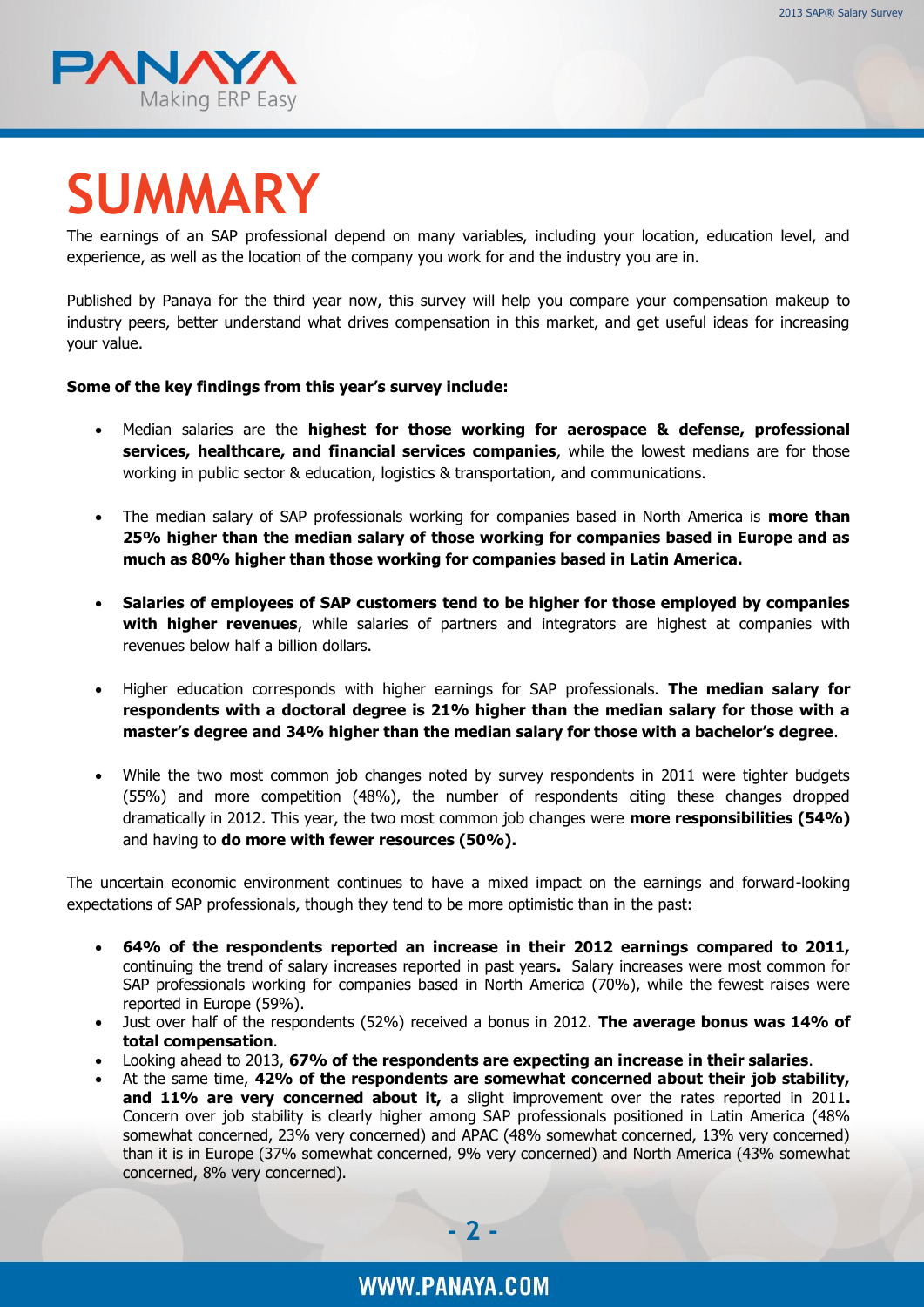# SUMMARY

The earnings of an SAP professional depend on many variables, including your location, education level, and experience, as well as the location of the company you work for and the industry you are in.

Published by Panaya for the third year now, this survey will help you compare your compensation makeup to industry peers, better understand what drives compensation in this market, and get useful ideas for increasing your value.

**Some of the key findings from this year's survey include:**

- Median salaries are the **highest for those working for aerospace & defense, professional services, healthcare, and financial services companies**, while the lowest medians are for those working in public sector & education, logistics & transportation, and communications.

- The median salary of SAP professionals working for companies based in North America is **more than 25% higher than the median salary of those working for companies based in Europe and as much as 80% higher than those working for companies based in Latin America.**

- **Salaries of employees of SAP customers tend to be higher for those employed by companies with higher revenues**, while salaries of partners and integrators are highest at companies with revenues below half a billion dollars.

- Higher education corresponds with higher earnings for SAP professionals. **The median salary for respondents with a doctoral degree is 21% higher than the median salary for those with a master's degree and 34% higher than the median salary for those with a bachelor's degree**.

- While the two most common job changes noted by survey respondents in 2011 were tighter budgets (55%) and more competition (48%), the number of respondents citing these changes dropped dramatically in 2012. This year, the two most common job changes were **more responsibilities (54%)** and having to **do more with fewer resources (50%).**

The uncertain economic environment continues to have a mixed impact on the earnings and forward-looking expectations of SAP professionals, though they tend to be more optimistic than in the past:

- **64% of the respondents reported an increase in their 2012 earnings compared to 2011,** continuing the trend of salary increases reported in past years**.** Salary increases were most common for SAP professionals working for companies based in North America (70%), while the fewest raises were reported in Europe (59%).
- Just over half of the respondents (52%) received a bonus in 2012. **The average bonus was 14% of total compensation**.
- Looking ahead to 2013, **67% of the respondents are expecting an increase in their salaries**.
- At the same time, **42% of the respondents are somewhat concerned about their job stability, and 11% are very concerned about it,** a slight improvement over the rates reported in 2011**.** Concern over job stability is clearly higher among SAP professionals positioned in Latin America (48% somewhat concerned, 23% very concerned) and APAC (48% somewhat concerned, 13% very concerned) than it is in Europe (37% somewhat concerned, 9% very concerned) and North America (43% somewhat concerned, 8% very concerned).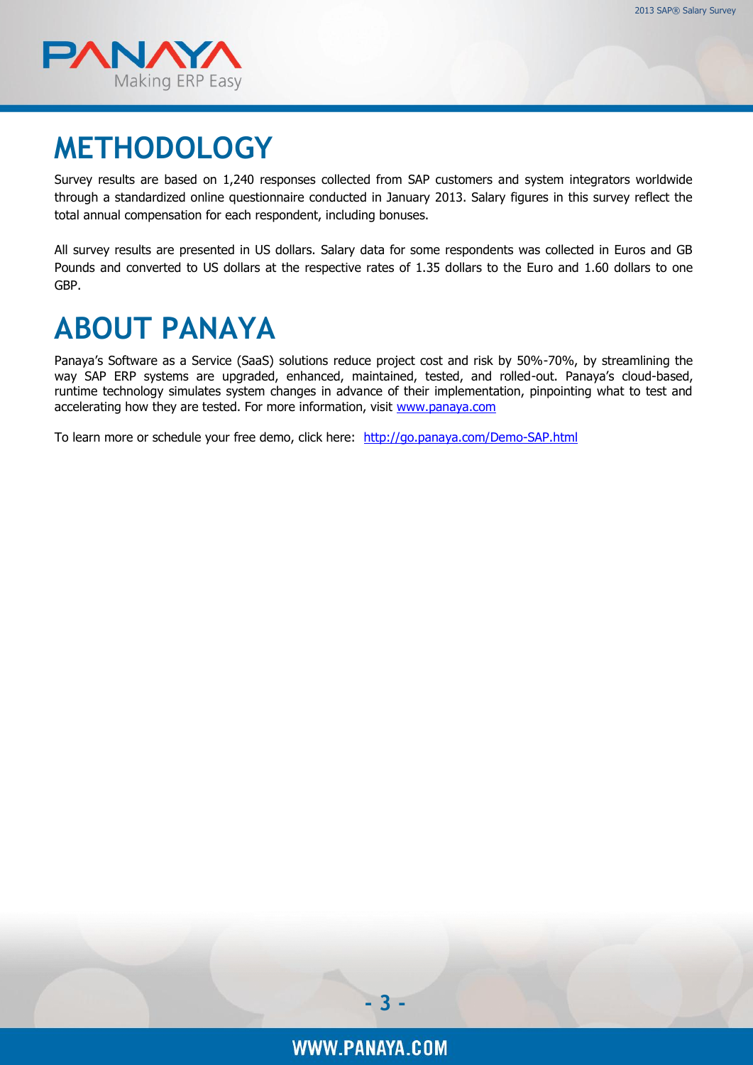# METHODOLOGY

Survey results are based on 1,240 responses collected from SAP customers and system integrators worldwide through a standardized online questionnaire conducted in January 2013. Salary figures in this survey reflect the total annual compensation for each respondent, including bonuses.

All survey results are presented in US dollars. Salary data for some respondents was collected in Euros and GB Pounds and converted to US dollars at the respective rates of 1.35 dollars to the Euro and 1.60 dollars to one GBP.

# ABOUT PANAYA

Panaya's Software as a Service (SaaS) solutions reduce project cost and risk by 50%-70%, by streamlining the way SAP ERP systems are upgraded, enhanced, maintained, tested, and rolled-out. Panaya's cloud-based, runtime technology simulates system changes in advance of their implementation, pinpointing what to test and accelerating how they are tested. For more information, visit [www.panaya.com](www.panaya.com)

To learn more or schedule your free demo, click here: [http://go.panaya.com/Demo-SAP.html](http://go.panaya.com/Demo-SAP.html)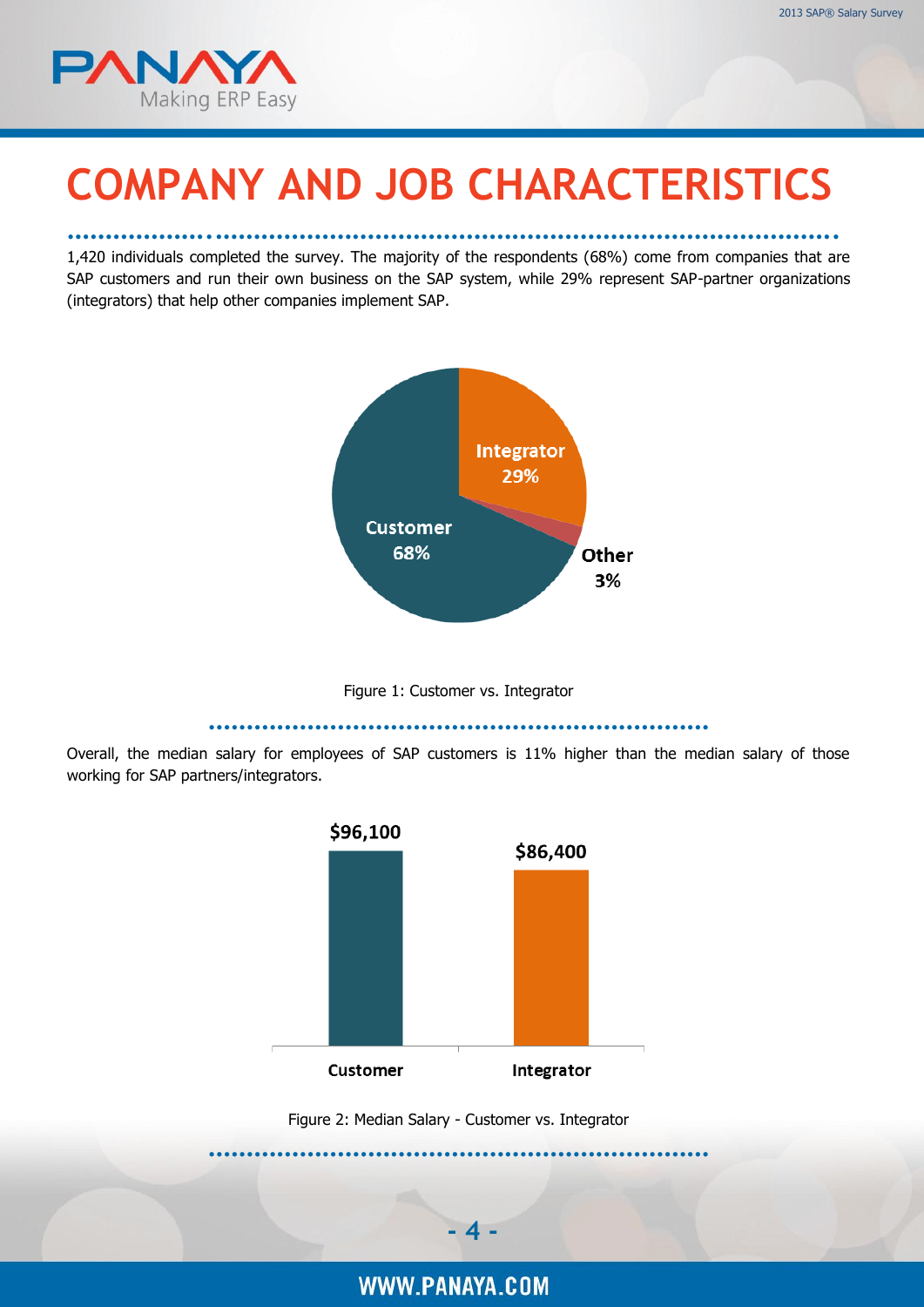# COMPANY AND JOB CHARACTERISTICS

1,420 individuals completed the survey. The majority of the respondents (68%) come from companies that are SAP customers and run their own business on the SAP system, while 29% represent SAP-partner organizations (integrators) that help other companies implement SAP.

Figure 1: Customer vs. Integrator

Overall, the median salary for employees of SAP customers is 11% higher than the median salary of those working for SAP partners/integrators.

Figure 2: Median Salary - Customer vs. Integrator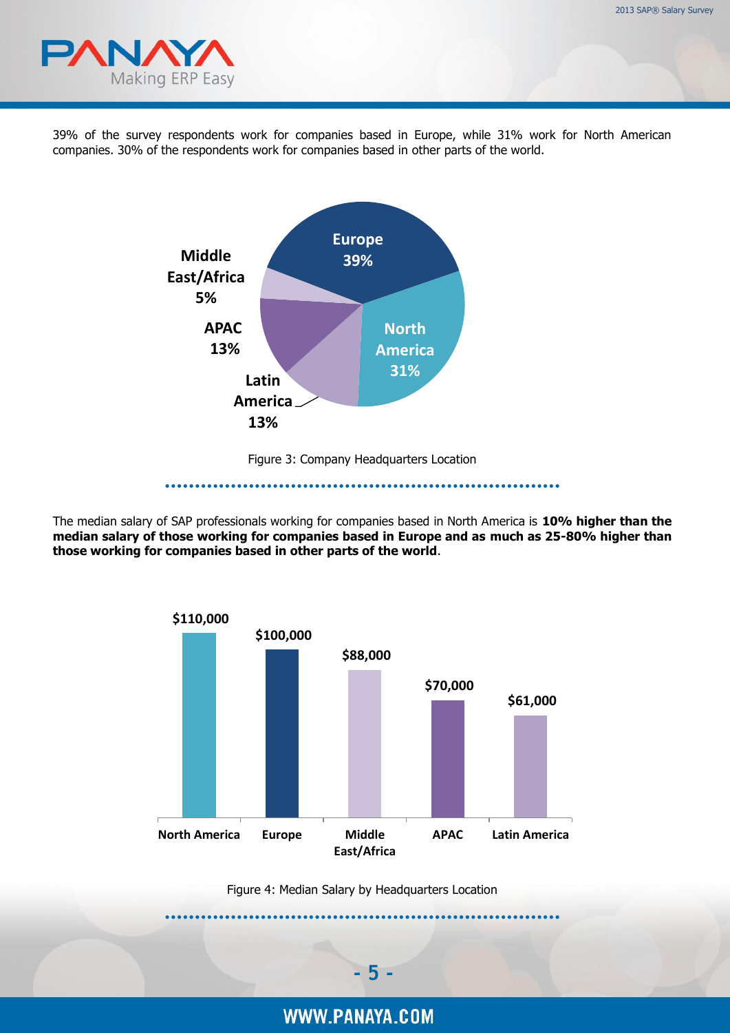39% of the survey respondents work for companies based in Europe, while 31% work for North American companies. 30% of the respondents work for companies based in other parts of the world.

| Location | Percentage |
|---|---|
| Europe | 39% |
| North America | 31% |
| Latin America | 13% |
| APAC | 13% |
| Middle East/Africa | 5% |

Figure 3: Company Headquarters Location

The median salary of SAP professionals working for companies based in North America is **10% higher than the median salary of those working for companies based in Europe and as much as 25-80% higher than those working for companies based in other parts of the world**.

| Headquarters Location | Median Salary |
|---|---|
| North America | $110,000 |
| Europe | $100,000 |
| Middle East/Africa | $88,000 |
| APAC | $70,000 |
| Latin America | $61,000 |

Figure 4: Median Salary by Headquarters Location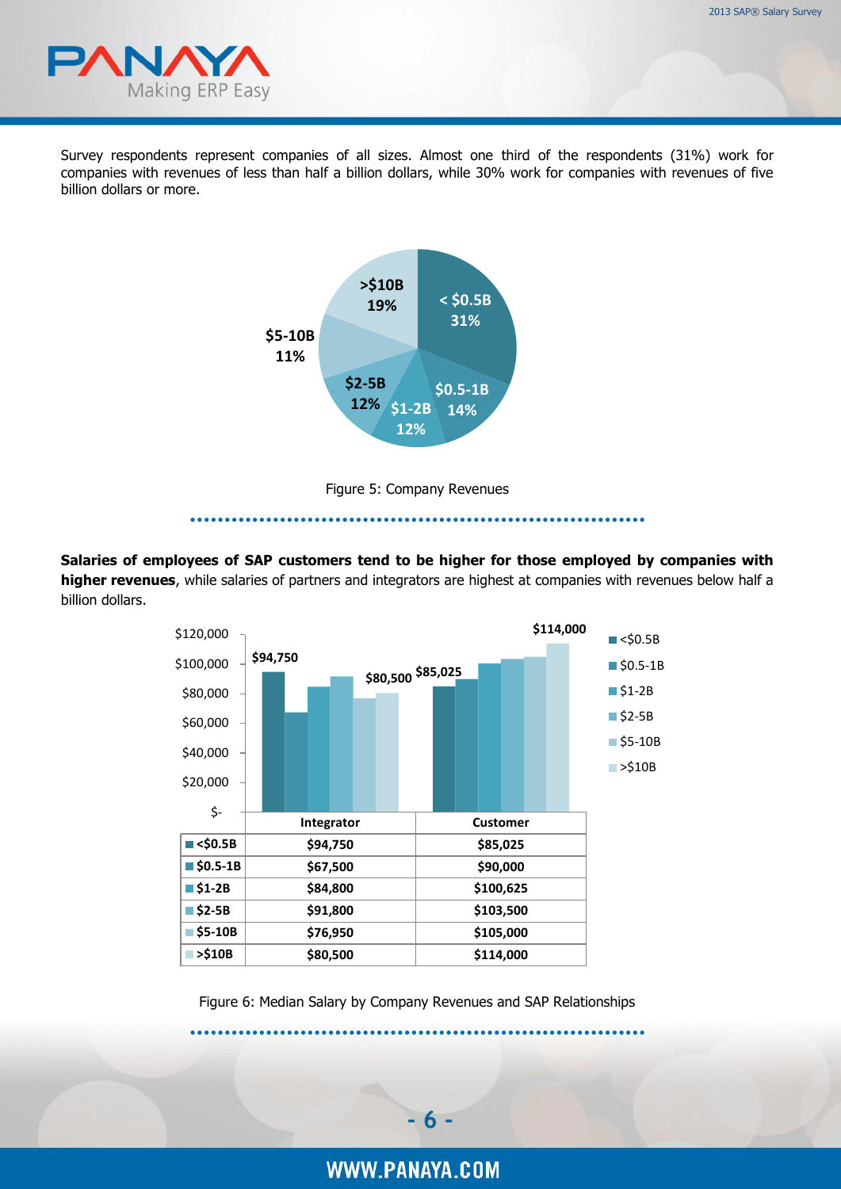Survey respondents represent companies of all sizes. Almost one third of the respondents (31%) work for companies with revenues of less than half a billion dollars, while 30% work for companies with revenues of five billion dollars or more.

Figure 5: Company Revenues

**Salaries of employees of SAP customers tend to be higher for those employed by companies with higher revenues**, while salaries of partners and integrators are highest at companies with revenues below half a billion dollars.

| | Integrator | Customer |
|---|---|---|
| <$0.5B | $94,750 | $85,025 |
| $0.5-1B | $67,500 | $90,000 |
| $1-2B | $84,800 | $100,625 |
| $2-5B | $91,800 | $103,500 |
| $5-10B | $76,950 | $105,000 |
| >$10B | $80,500 | $114,000 |

Figure 6: Median Salary by Company Revenues and SAP Relationships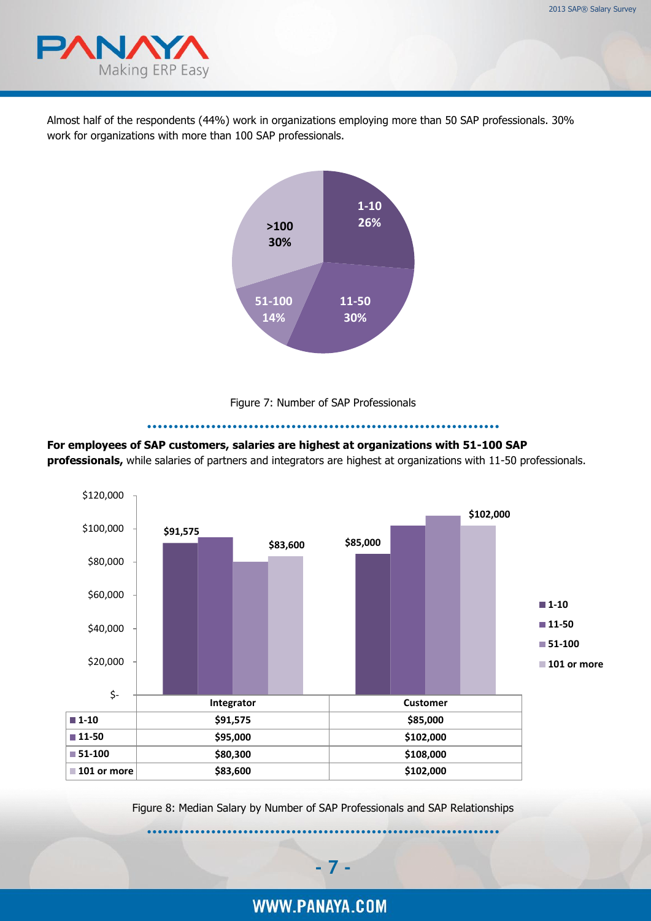Almost half of the respondents (44%) work in organizations employing more than 50 SAP professionals. 30% work for organizations with more than 100 SAP professionals.

Figure 7: Number of SAP Professionals

**For employees of SAP customers, salaries are highest at organizations with 51-100 SAP professionals,** while salaries of partners and integrators are highest at organizations with 11-50 professionals.

| | Integrator | Customer |
|---|---|---|
| 1-10 | $91,575 | $85,000 |
| 11-50 | $95,000 | $102,000 |
| 51-100 | $80,300 | $108,000 |
| 101 or more | $83,600 | $102,000 |

Figure 8: Median Salary by Number of SAP Professionals and SAP Relationships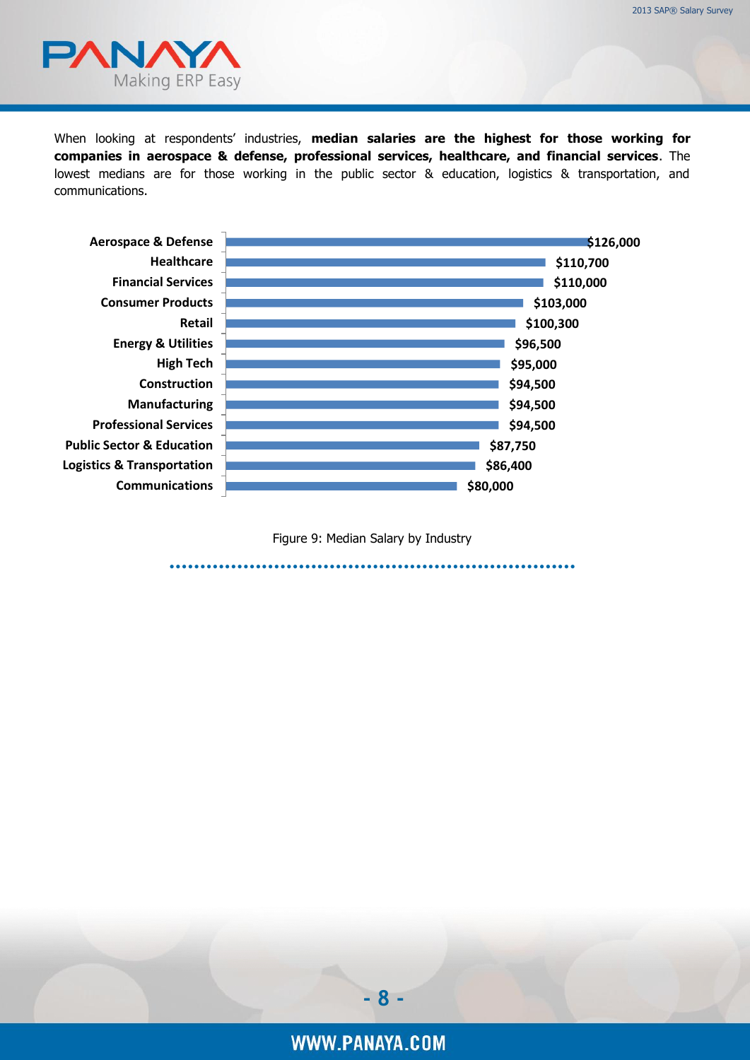When looking at respondents' industries, **median salaries are the highest for those working for companies in aerospace & defense, professional services, healthcare, and financial services**. The lowest medians are for those working in the public sector & education, logistics & transportation, and communications.

| Industry | Median Salary |
|---|---|
| Aerospace & Defense | $126,000 |
| Healthcare | $110,700 |
| Financial Services | $110,000 |
| Consumer Products | $103,000 |
| Retail | $100,300 |
| Energy & Utilities | $96,500 |
| High Tech | $95,000 |
| Construction | $94,500 |
| Manufacturing | $94,500 |
| Professional Services | $94,500 |
| Public Sector & Education | $87,750 |
| Logistics & Transportation | $86,400 |
| Communications | $80,000 |

Figure 9: Median Salary by Industry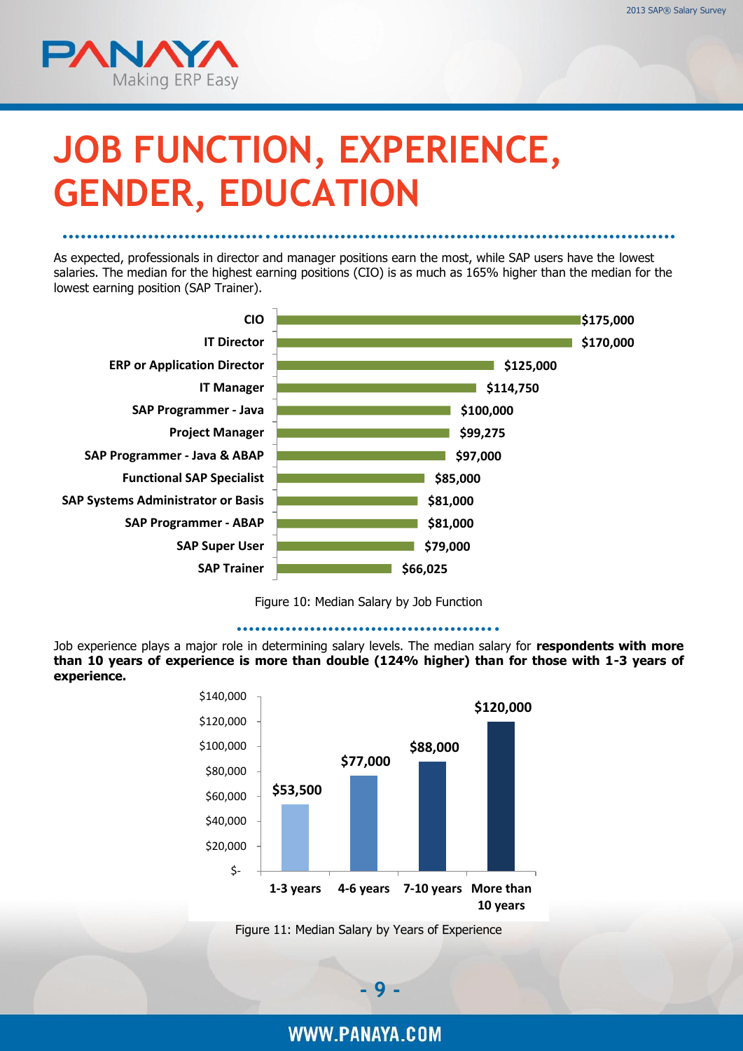# JOB FUNCTION, EXPERIENCE, GENDER, EDUCATION

As expected, professionals in director and manager positions earn the most, while SAP users have the lowest salaries. The median for the highest earning positions (CIO) is as much as 165% higher than the median for the lowest earning position (SAP Trainer).

| Job Function | Median Salary |
|---|---|
| CIO | $175,000 |
| IT Director | $170,000 |
| ERP or Application Director | $125,000 |
| IT Manager | $114,750 |
| SAP Programmer - Java | $100,000 |
| Project Manager | $99,275 |
| SAP Programmer - Java & ABAP | $97,000 |
| Functional SAP Specialist | $85,000 |
| SAP Systems Administrator or Basis | $81,000 |
| SAP Programmer - ABAP | $81,000 |
| SAP Super User | $79,000 |
| SAP Trainer | $66,025 |

Figure 10: Median Salary by Job Function

Job experience plays a major role in determining salary levels. The median salary for **respondents with more than 10 years of experience is more than double (124% higher) than for those with 1-3 years of experience.**

| Years of Experience | Median Salary |
|---|---|
| 1-3 years | $53,500 |
| 4-6 years | $77,000 |
| 7-10 years | $88,000 |
| More than 10 years | $120,000 |

Figure 11: Median Salary by Years of Experience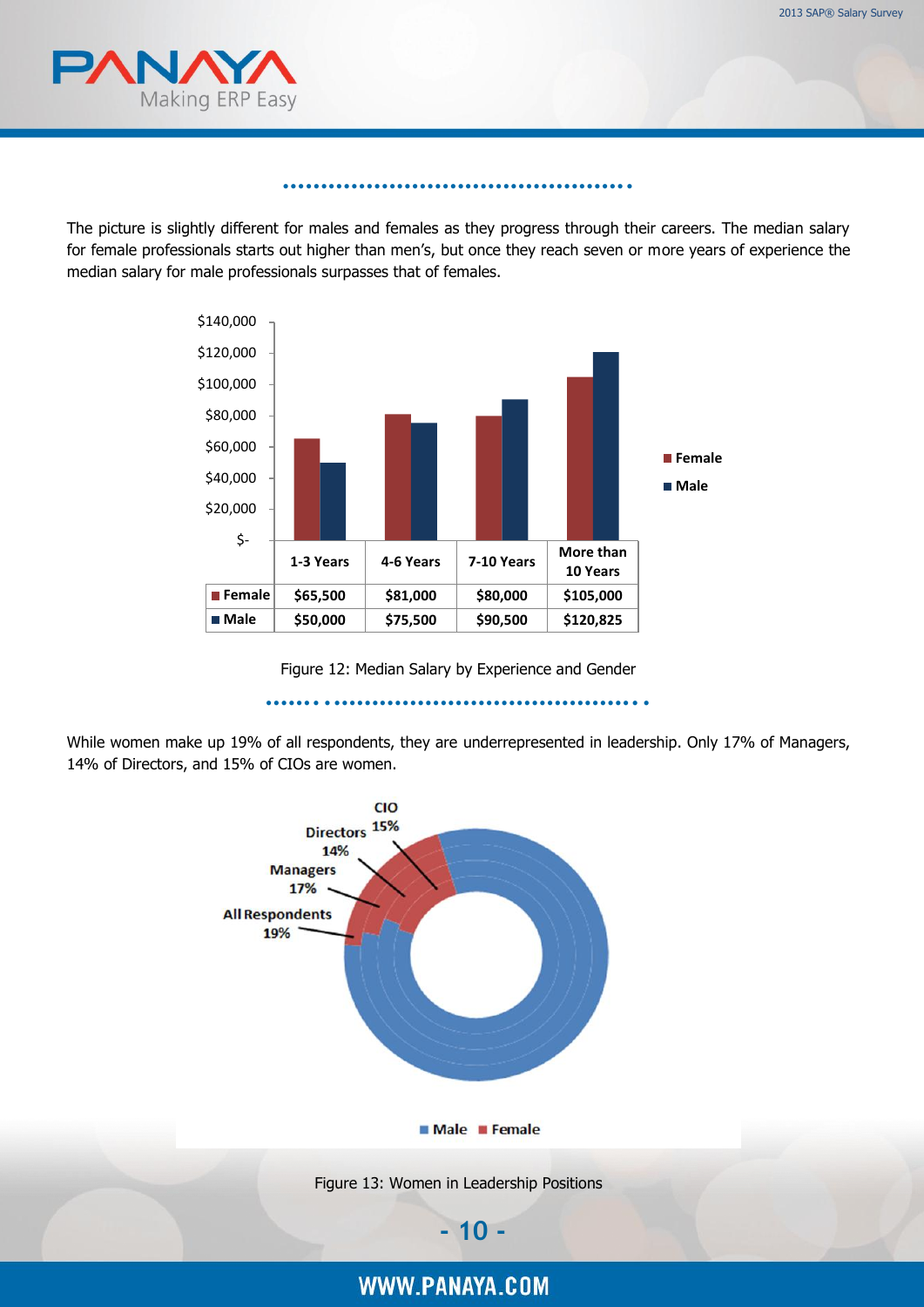The picture is slightly different for males and females as they progress through their careers. The median salary for female professionals starts out higher than men's, but once they reach seven or more years of experience the median salary for male professionals surpasses that of females.

| | 1-3 Years | 4-6 Years | 7-10 Years | More than 10 Years |
|---|---|---|---|---|
| Female | $65,500 | $81,000 | $80,000 | $105,000 |
| Male | $50,000 | $75,500 | $90,500 | $120,825 |

Figure 12: Median Salary by Experience and Gender

While women make up 19% of all respondents, they are underrepresented in leadership. Only 17% of Managers, 14% of Directors, and 15% of CIOs are women.

| | Female |
|---|---|
| All Respondents | 19% |
| Managers | 17% |
| Directors | 14% |
| CIO | 15% |

Figure 13: Women in Leadership Positions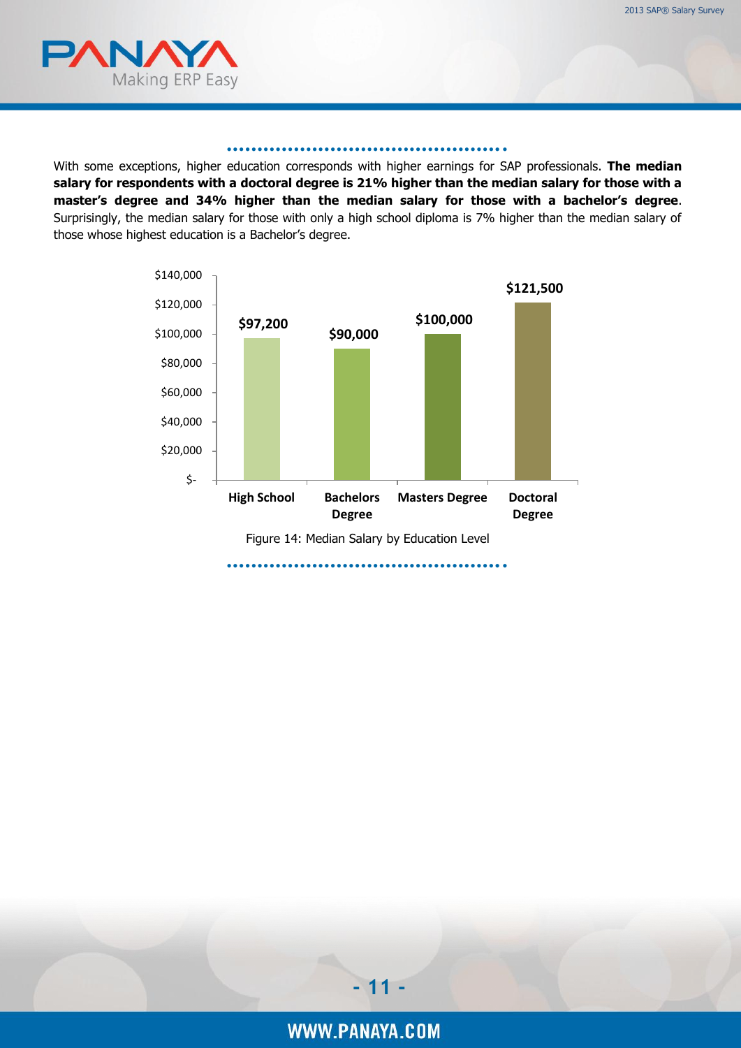With some exceptions, higher education corresponds with higher earnings for SAP professionals. **The median salary for respondents with a doctoral degree is 21% higher than the median salary for those with a master's degree and 34% higher than the median salary for those with a bachelor's degree**. Surprisingly, the median salary for those with only a high school diploma is 7% higher than the median salary of those whose highest education is a Bachelor's degree.

| Education Level | Median Salary |
|---|---|
| High School | $97,200 |
| Bachelors Degree | $90,000 |
| Masters Degree | $100,000 |
| Doctoral Degree | $121,500 |

Figure 14: Median Salary by Education Level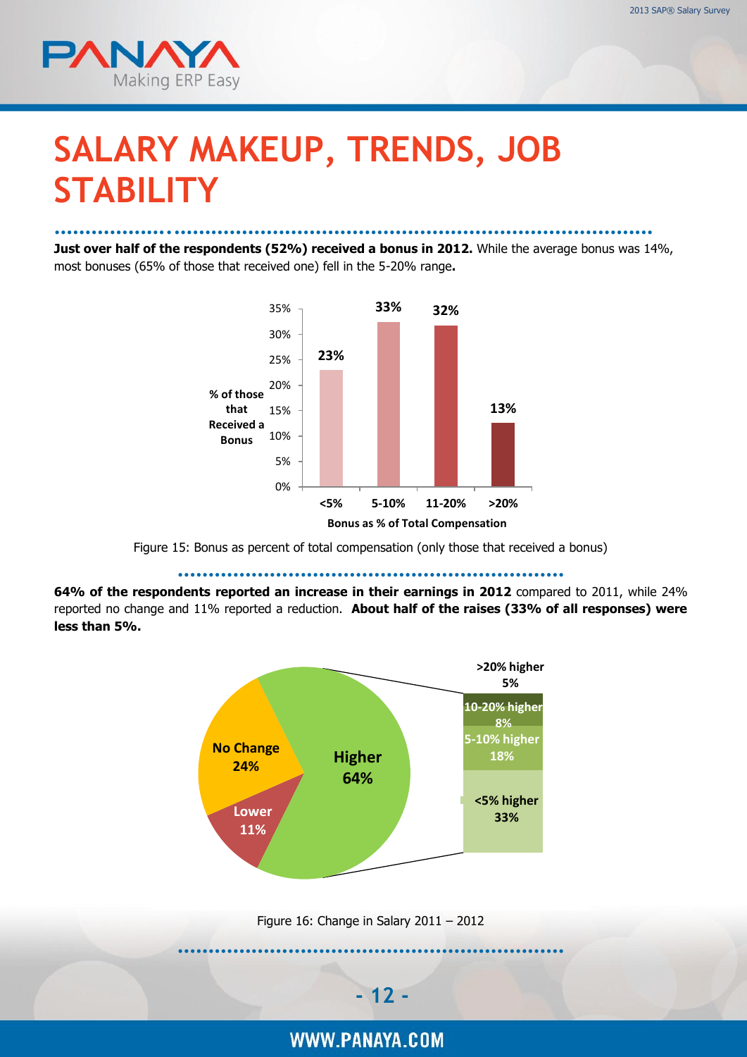# SALARY MAKEUP, TRENDS, JOB STABILITY

**Just over half of the respondents (52%) received a bonus in 2012.** While the average bonus was 14%, most bonuses (65% of those that received one) fell in the 5-20% range**.**

| Bonus as % of Total Compensation | % of those that Received a Bonus |
|---|---|
| <5% | 23% |
| 5-10% | 33% |
| 11-20% | 32% |
| >20% | 13% |

Figure 15: Bonus as percent of total compensation (only those that received a bonus)

**64% of the respondents reported an increase in their earnings in 2012** compared to 2011, while 24% reported no change and 11% reported a reduction. **About half of the raises (33% of all responses) were less than 5%.**

| Change | % |
|---|---|
| Higher | 64% |
| No Change | 24% |
| Lower | 11% |

| Higher breakdown | % |
|---|---|
| >20% higher | 5% |
| 10-20% higher | 8% |
| 5-10% higher | 18% |
| <5% higher | 33% |

Figure 16: Change in Salary 2011 – 2012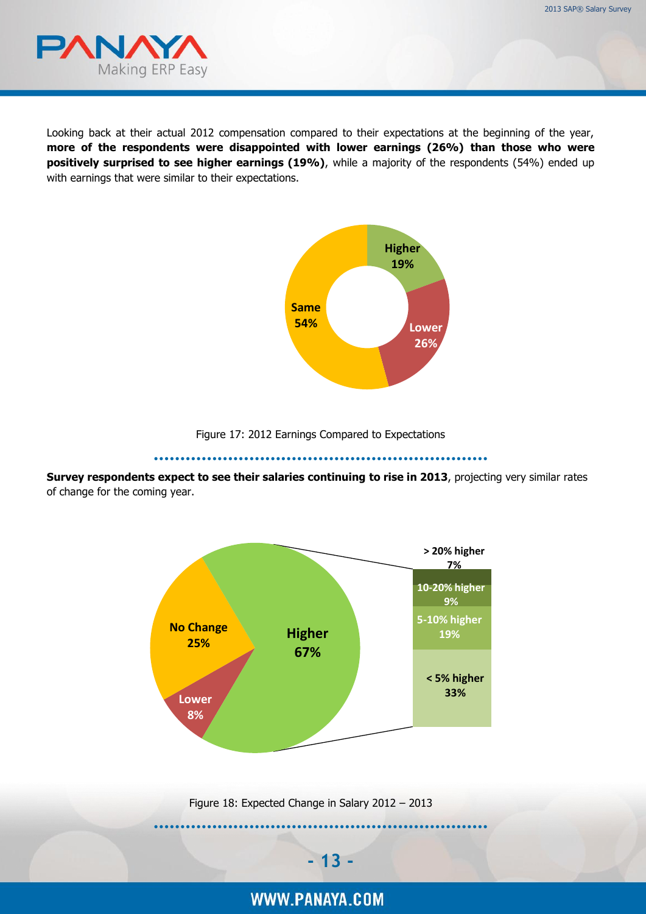Looking back at their actual 2012 compensation compared to their expectations at the beginning of the year, **more of the respondents were disappointed with lower earnings (26%) than those who were positively surprised to see higher earnings (19%)**, while a majority of the respondents (54%) ended up with earnings that were similar to their expectations.

Higher 19%

Lower 26%

Same 54%

Figure 17: 2012 Earnings Compared to Expectations

**Survey respondents expect to see their salaries continuing to rise in 2013**, projecting very similar rates of change for the coming year.

No Change 25%

Higher 67%

Lower 8%

> 20% higher 7%

10-20% higher 9%

5-10% higher 19%

< 5% higher 33%

Figure 18: Expected Change in Salary 2012 – 2013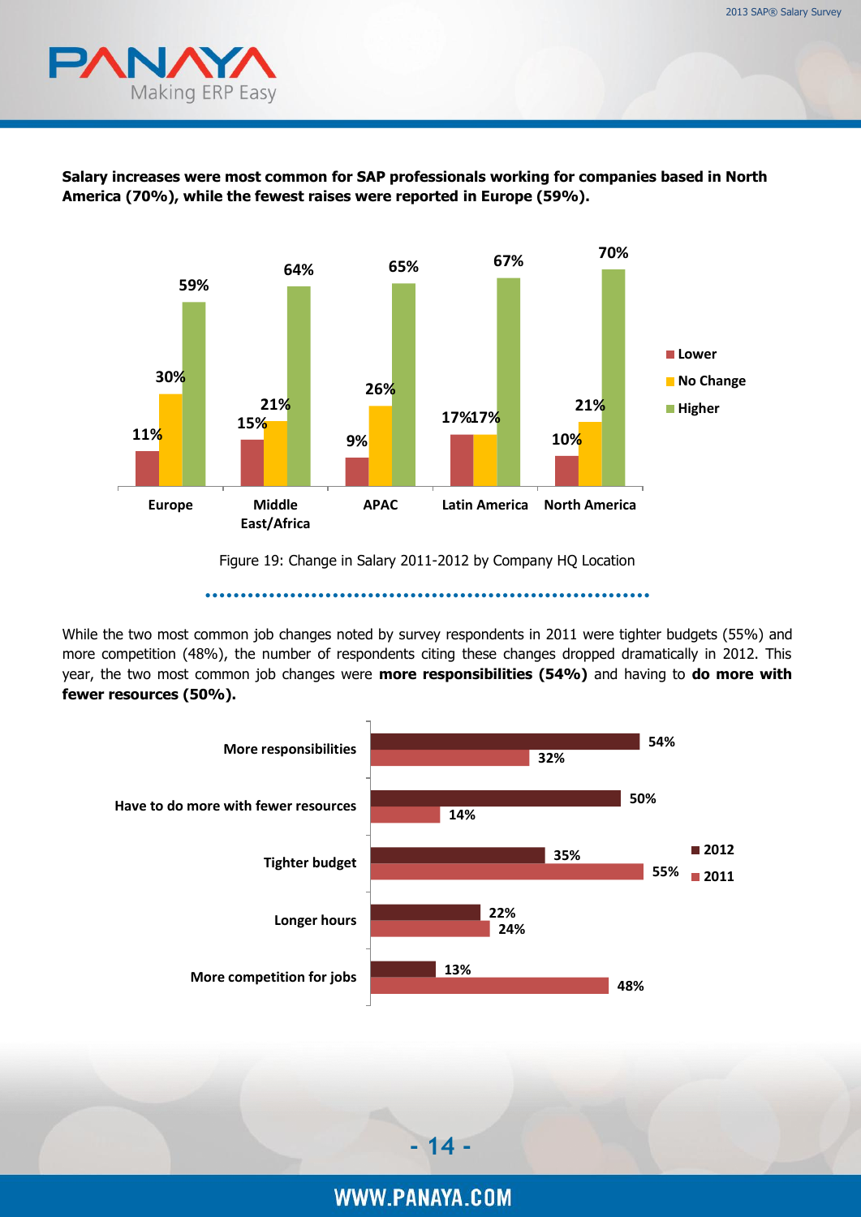**Salary increases were most common for SAP professionals working for companies based in North America (70%), while the fewest raises were reported in Europe (59%).**

| | Lower | No Change | Higher |
|---|---|---|---|
| Europe | 11% | 30% | 59% |
| Middle East/Africa | 15% | 21% | 64% |
| APAC | 9% | 26% | 65% |
| Latin America | 17% | 17% | 67% |
| North America | 10% | 21% | 70% |

Figure 19: Change in Salary 2011-2012 by Company HQ Location

While the two most common job changes noted by survey respondents in 2011 were tighter budgets (55%) and more competition (48%), the number of respondents citing these changes dropped dramatically in 2012. This year, the two most common job changes were **more responsibilities (54%)** and having to **do more with fewer resources (50%).**

| | 2012 | 2011 |
|---|---|---|
| More responsibilities | 54% | 32% |
| Have to do more with fewer resources | 50% | 14% |
| Tighter budget | 35% | 55% |
| Longer hours | 22% | 24% |
| More competition for jobs | 13% | 48% |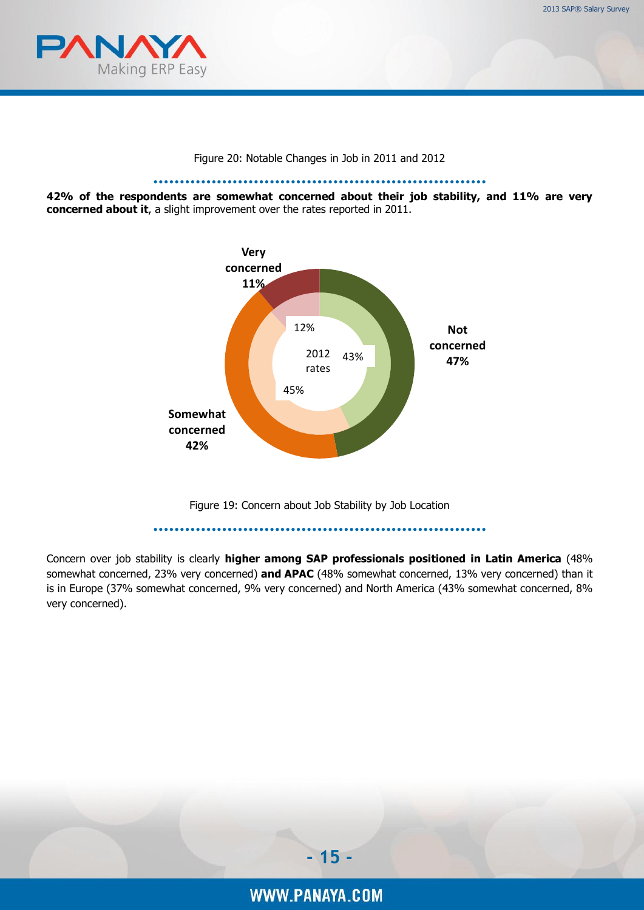Figure 20: Notable Changes in Job in 2011 and 2012

**42% of the respondents are somewhat concerned about their job stability, and 11% are very concerned about it**, a slight improvement over the rates reported in 2011.

Very concerned 11%

12%

2012 rates

43%

45%

Not concerned 47%

Somewhat concerned 42%

Figure 19: Concern about Job Stability by Job Location

Concern over job stability is clearly **higher among SAP professionals positioned in Latin America** (48% somewhat concerned, 23% very concerned) **and APAC** (48% somewhat concerned, 13% very concerned) than it is in Europe (37% somewhat concerned, 9% very concerned) and North America (43% somewhat concerned, 8% very concerned).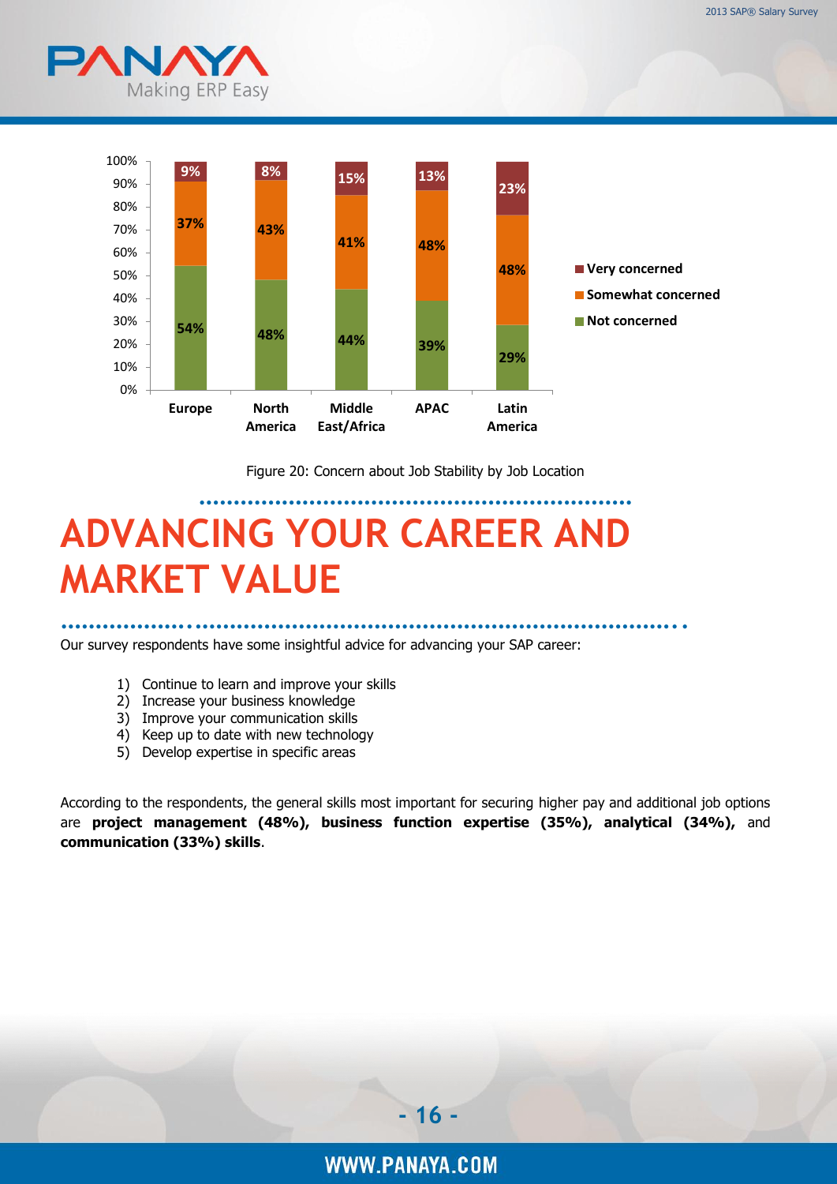| | Europe | North America | Middle East/Africa | APAC | Latin America |
|---|---|---|---|---|---|
| Very concerned | 9% | 8% | 15% | 13% | 23% |
| Somewhat concerned | 37% | 43% | 41% | 48% | 48% |
| Not concerned | 54% | 48% | 44% | 39% | 29% |

Figure 20: Concern about Job Stability by Job Location

# ADVANCING YOUR CAREER AND MARKET VALUE

Our survey respondents have some insightful advice for advancing your SAP career:

1) Continue to learn and improve your skills
2) Increase your business knowledge
3) Improve your communication skills
4) Keep up to date with new technology
5) Develop expertise in specific areas

According to the respondents, the general skills most important for securing higher pay and additional job options are **project management (48%), business function expertise (35%), analytical (34%),** and **communication (33%) skills**.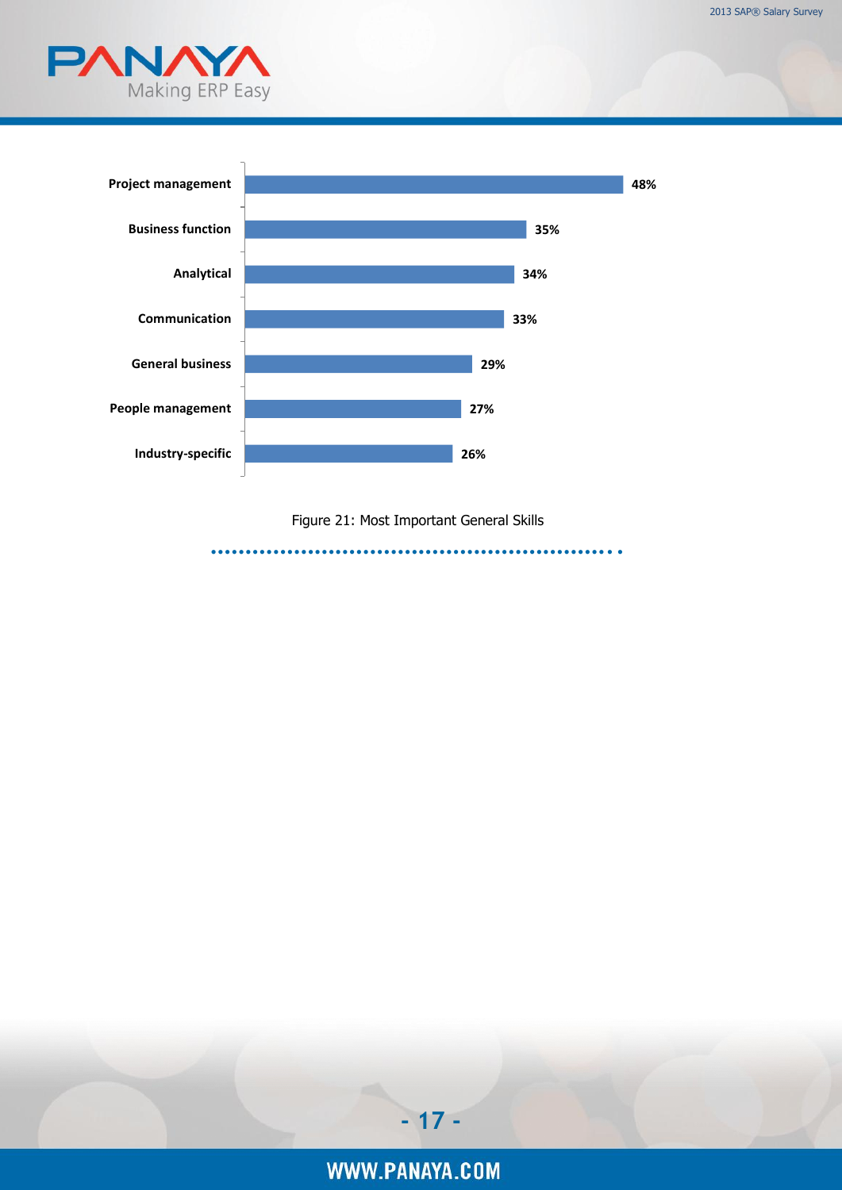| Skill | Percentage |
|---|---|
| Project management | 48% |
| Business function | 35% |
| Analytical | 34% |
| Communication | 33% |
| General business | 29% |
| People management | 27% |
| Industry-specific | 26% |

Figure 21: Most Important General Skills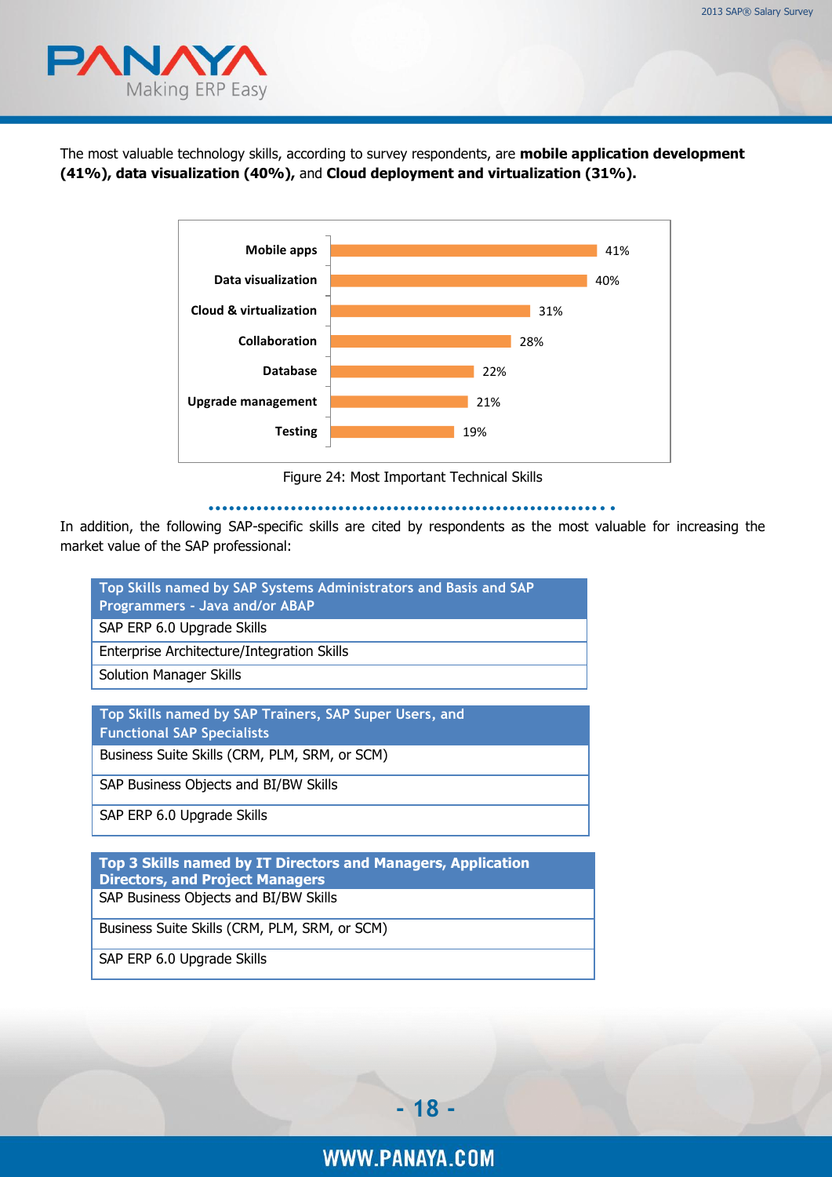The most valuable technology skills, according to survey respondents, are **mobile application development (41%), data visualization (40%),** and **Cloud deployment and virtualization (31%).**

| Skill | Percentage |
|---|---|
| Mobile apps | 41% |
| Data visualization | 40% |
| Cloud & virtualization | 31% |
| Collaboration | 28% |
| Database | 22% |
| Upgrade management | 21% |
| Testing | 19% |

Figure 24: Most Important Technical Skills

In addition, the following SAP-specific skills are cited by respondents as the most valuable for increasing the market value of the SAP professional:

| Top Skills named by SAP Systems Administrators and Basis and SAP Programmers - Java and/or ABAP |
|---|
| SAP ERP 6.0 Upgrade Skills |
| Enterprise Architecture/Integration Skills |
| Solution Manager Skills |

| Top Skills named by SAP Trainers, SAP Super Users, and Functional SAP Specialists |
|---|
| Business Suite Skills (CRM, PLM, SRM, or SCM) |
| SAP Business Objects and BI/BW Skills |
| SAP ERP 6.0 Upgrade Skills |

| Top 3 Skills named by IT Directors and Managers, Application Directors, and Project Managers |
|---|
| SAP Business Objects and BI/BW Skills |
| Business Suite Skills (CRM, PLM, SRM, or SCM) |
| SAP ERP 6.0 Upgrade Skills |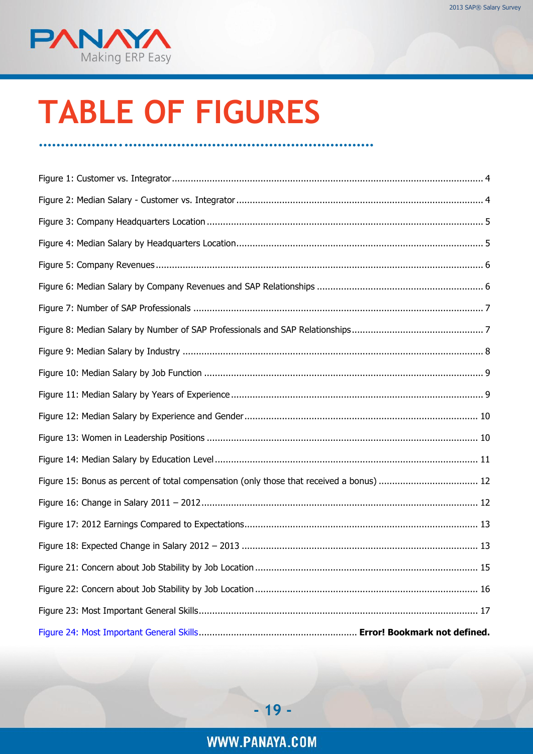# TABLE OF FIGURES

Figure 1: Customer vs. Integrator ........................................................................................................... 4

Figure 2: Median Salary - Customer vs. Integrator ................................................................................... 4

Figure 3: Company Headquarters Location ............................................................................................. 5

Figure 4: Median Salary by Headquarters Location................................................................................... 5

Figure 5: Company Revenues ................................................................................................................ 6

Figure 6: Median Salary by Company Revenues and SAP Relationships ..................................................... 6

Figure 7: Number of SAP Professionals ................................................................................................... 7

Figure 8: Median Salary by Number of SAP Professionals and SAP Relationships........................................ 7

Figure 9: Median Salary by Industry ...................................................................................................... 8

Figure 10: Median Salary by Job Function .............................................................................................. 9

Figure 11: Median Salary by Years of Experience .................................................................................... 9

Figure 12: Median Salary by Experience and Gender.............................................................................. 10

Figure 13: Women in Leadership Positions ............................................................................................ 10

Figure 14: Median Salary by Education Level......................................................................................... 11

Figure 15: Bonus as percent of total compensation (only those that received a bonus) ............................. 12

Figure 16: Change in Salary 2011 – 2012.............................................................................................. 12

Figure 17: 2012 Earnings Compared to Expectations.............................................................................. 13

Figure 18: Expected Change in Salary 2012 – 2013 ............................................................................... 13

Figure 21: Concern about Job Stability by Job Location .......................................................................... 15

Figure 22: Concern about Job Stability by Job Location .......................................................................... 16

Figure 23: Most Important General Skills............................................................................................... 17

Figure 24: Most Important General Skills.......................................................... **Error! Bookmark not defined.**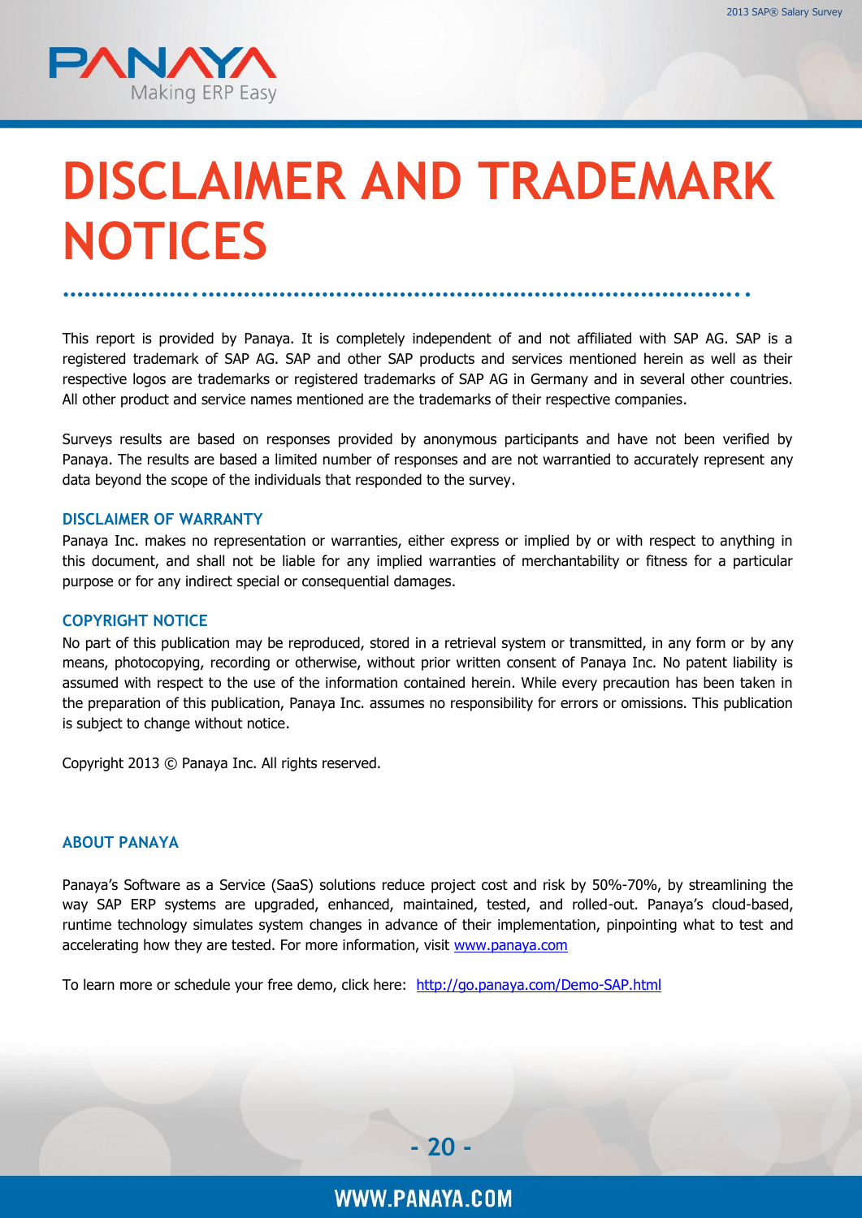# DISCLAIMER AND TRADEMARK NOTICES

This report is provided by Panaya. It is completely independent of and not affiliated with SAP AG. SAP is a registered trademark of SAP AG. SAP and other SAP products and services mentioned herein as well as their respective logos are trademarks or registered trademarks of SAP AG in Germany and in several other countries. All other product and service names mentioned are the trademarks of their respective companies.

Surveys results are based on responses provided by anonymous participants and have not been verified by Panaya. The results are based a limited number of responses and are not warrantied to accurately represent any data beyond the scope of the individuals that responded to the survey.

### DISCLAIMER OF WARRANTY

Panaya Inc. makes no representation or warranties, either express or implied by or with respect to anything in this document, and shall not be liable for any implied warranties of merchantability or fitness for a particular purpose or for any indirect special or consequential damages.

### COPYRIGHT NOTICE

No part of this publication may be reproduced, stored in a retrieval system or transmitted, in any form or by any means, photocopying, recording or otherwise, without prior written consent of Panaya Inc. No patent liability is assumed with respect to the use of the information contained herein. While every precaution has been taken in the preparation of this publication, Panaya Inc. assumes no responsibility for errors or omissions. This publication is subject to change without notice.

Copyright 2013 © Panaya Inc. All rights reserved.

### ABOUT PANAYA

Panaya's Software as a Service (SaaS) solutions reduce project cost and risk by 50%-70%, by streamlining the way SAP ERP systems are upgraded, enhanced, maintained, tested, and rolled-out. Panaya's cloud-based, runtime technology simulates system changes in advance of their implementation, pinpointing what to test and accelerating how they are tested. For more information, visit [www.panaya.com](http://www.panaya.com)

To learn more or schedule your free demo, click here: [http://go.panaya.com/Demo-SAP.html](http://go.panaya.com/Demo-SAP.html)